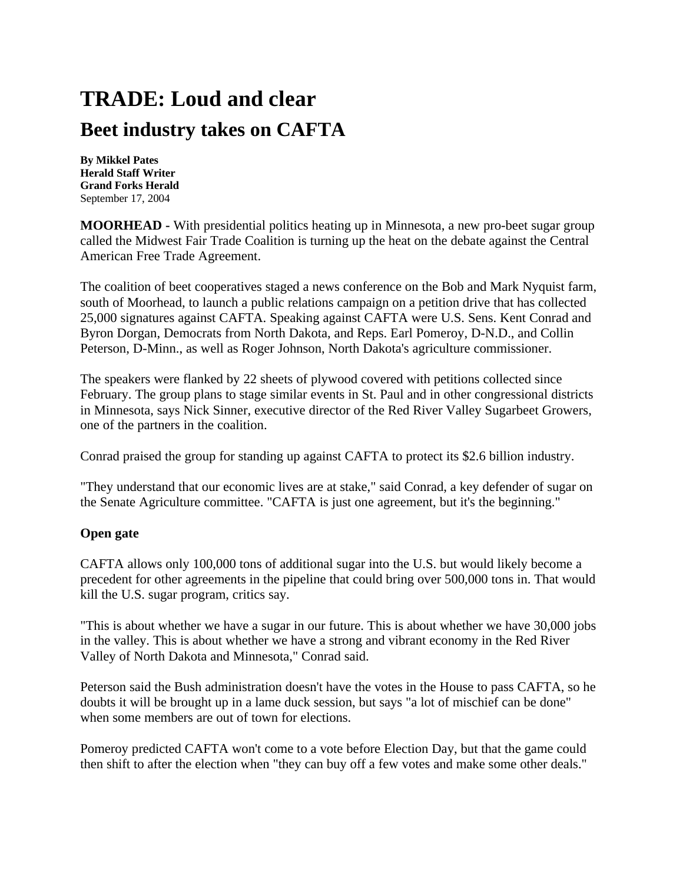# TRADE: Loud and clear

## Beet industry takes on CAFTA

**By Mikkel Pates**
**Herald Staff Writer**
**Grand Forks Herald**
September 17, 2004

**MOORHEAD -** With presidential politics heating up in Minnesota, a new pro-beet sugar group called the Midwest Fair Trade Coalition is turning up the heat on the debate against the Central American Free Trade Agreement.

The coalition of beet cooperatives staged a news conference on the Bob and Mark Nyquist farm, south of Moorhead, to launch a public relations campaign on a petition drive that has collected 25,000 signatures against CAFTA. Speaking against CAFTA were U.S. Sens. Kent Conrad and Byron Dorgan, Democrats from North Dakota, and Reps. Earl Pomeroy, D-N.D., and Collin Peterson, D-Minn., as well as Roger Johnson, North Dakota's agriculture commissioner.

The speakers were flanked by 22 sheets of plywood covered with petitions collected since February. The group plans to stage similar events in St. Paul and in other congressional districts in Minnesota, says Nick Sinner, executive director of the Red River Valley Sugarbeet Growers, one of the partners in the coalition.

Conrad praised the group for standing up against CAFTA to protect its $2.6 billion industry.

"They understand that our economic lives are at stake," said Conrad, a key defender of sugar on the Senate Agriculture committee. "CAFTA is just one agreement, but it's the beginning."

**Open gate**

CAFTA allows only 100,000 tons of additional sugar into the U.S. but would likely become a precedent for other agreements in the pipeline that could bring over 500,000 tons in. That would kill the U.S. sugar program, critics say.

"This is about whether we have a sugar in our future. This is about whether we have 30,000 jobs in the valley. This is about whether we have a strong and vibrant economy in the Red River Valley of North Dakota and Minnesota," Conrad said.

Peterson said the Bush administration doesn't have the votes in the House to pass CAFTA, so he doubts it will be brought up in a lame duck session, but says "a lot of mischief can be done" when some members are out of town for elections.

Pomeroy predicted CAFTA won't come to a vote before Election Day, but that the game could then shift to after the election when "they can buy off a few votes and make some other deals."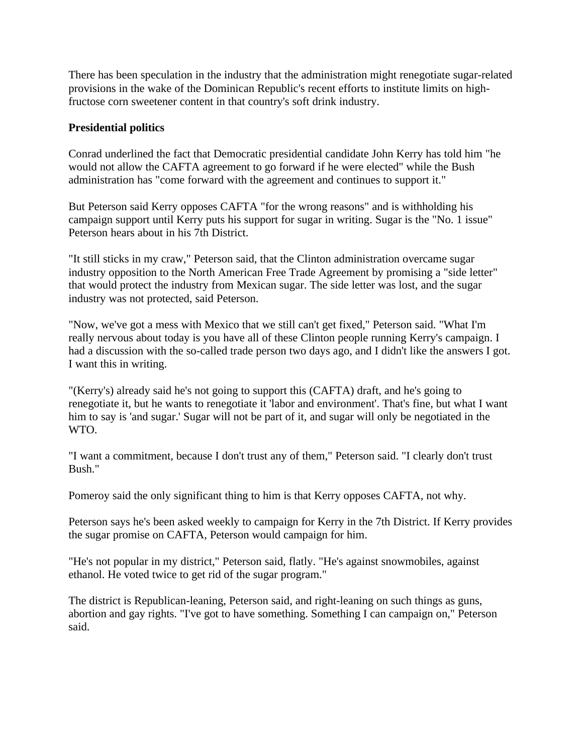There has been speculation in the industry that the administration might renegotiate sugar-related provisions in the wake of the Dominican Republic's recent efforts to institute limits on high-fructose corn sweetener content in that country's soft drink industry.

**Presidential politics**

Conrad underlined the fact that Democratic presidential candidate John Kerry has told him "he would not allow the CAFTA agreement to go forward if he were elected" while the Bush administration has "come forward with the agreement and continues to support it."

But Peterson said Kerry opposes CAFTA "for the wrong reasons" and is withholding his campaign support until Kerry puts his support for sugar in writing. Sugar is the "No. 1 issue" Peterson hears about in his 7th District.

"It still sticks in my craw," Peterson said, that the Clinton administration overcame sugar industry opposition to the North American Free Trade Agreement by promising a "side letter" that would protect the industry from Mexican sugar. The side letter was lost, and the sugar industry was not protected, said Peterson.

"Now, we've got a mess with Mexico that we still can't get fixed," Peterson said. "What I'm really nervous about today is you have all of these Clinton people running Kerry's campaign. I had a discussion with the so-called trade person two days ago, and I didn't like the answers I got. I want this in writing.

"(Kerry's) already said he's not going to support this (CAFTA) draft, and he's going to renegotiate it, but he wants to renegotiate it 'labor and environment'. That's fine, but what I want him to say is 'and sugar.' Sugar will not be part of it, and sugar will only be negotiated in the WTO.

"I want a commitment, because I don't trust any of them," Peterson said. "I clearly don't trust Bush."

Pomeroy said the only significant thing to him is that Kerry opposes CAFTA, not why.

Peterson says he's been asked weekly to campaign for Kerry in the 7th District. If Kerry provides the sugar promise on CAFTA, Peterson would campaign for him.

"He's not popular in my district," Peterson said, flatly. "He's against snowmobiles, against ethanol. He voted twice to get rid of the sugar program."

The district is Republican-leaning, Peterson said, and right-leaning on such things as guns, abortion and gay rights. "I've got to have something. Something I can campaign on," Peterson said.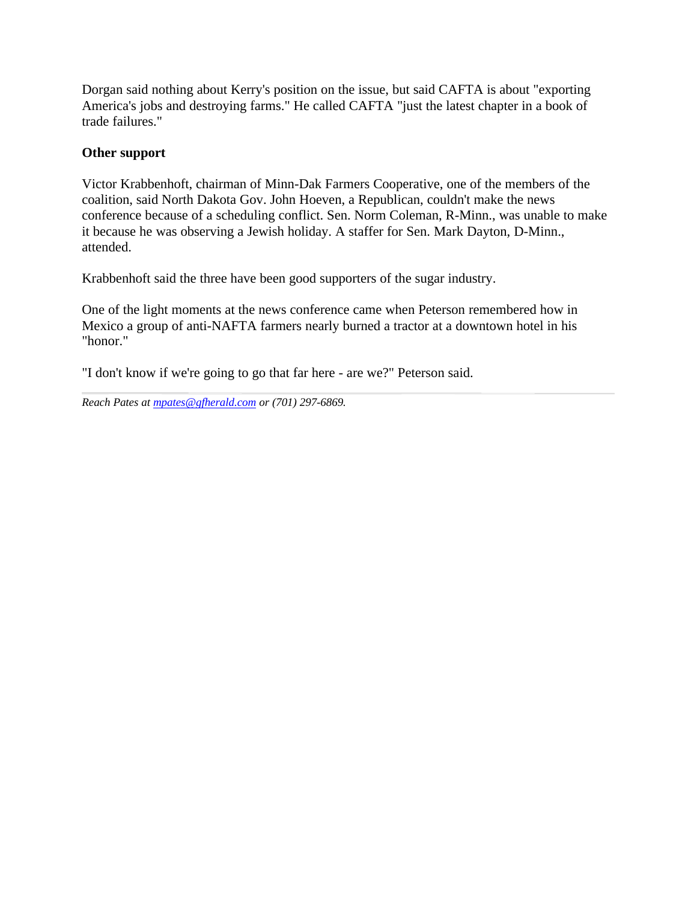Dorgan said nothing about Kerry's position on the issue, but said CAFTA is about "exporting America's jobs and destroying farms." He called CAFTA "just the latest chapter in a book of trade failures."

**Other support**

Victor Krabbenhoft, chairman of Minn-Dak Farmers Cooperative, one of the members of the coalition, said North Dakota Gov. John Hoeven, a Republican, couldn't make the news conference because of a scheduling conflict. Sen. Norm Coleman, R-Minn., was unable to make it because he was observing a Jewish holiday. A staffer for Sen. Mark Dayton, D-Minn., attended.

Krabbenhoft said the three have been good supporters of the sugar industry.

One of the light moments at the news conference came when Peterson remembered how in Mexico a group of anti-NAFTA farmers nearly burned a tractor at a downtown hotel in his "honor."

"I don't know if we're going to go that far here - are we?" Peterson said.

---

*Reach Pates at mpates@gfherald.com or (701) 297-6869.*